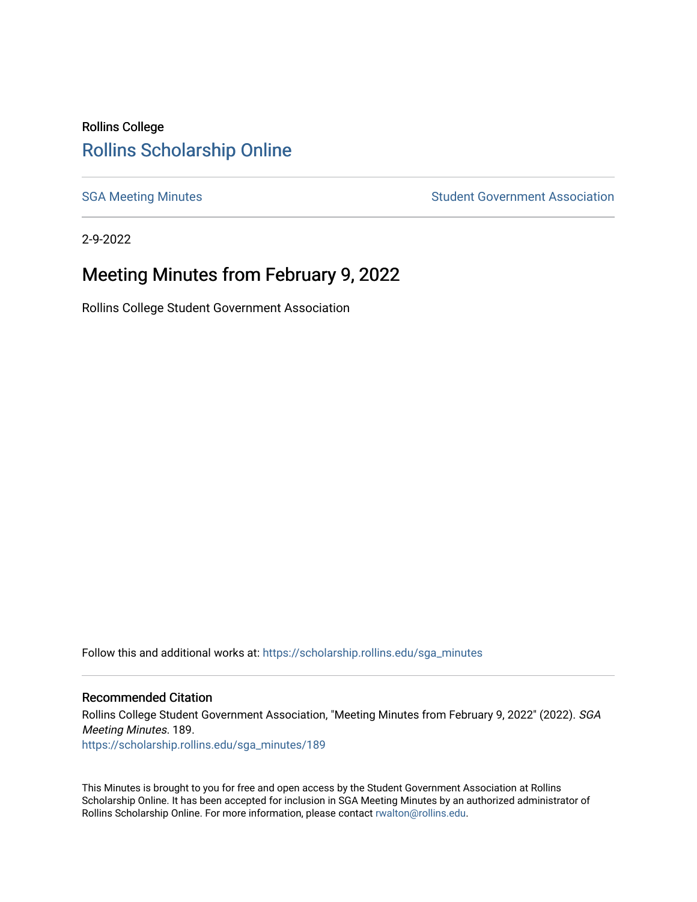Rollins College

# Rollins Scholarship Online

SGA Meeting Minutes

Student Government Association

2-9-2022

# Meeting Minutes from February 9, 2022

Rollins College Student Government Association

Follow this and additional works at: https://scholarship.rollins.edu/sga_minutes

## Recommended Citation

Rollins College Student Government Association, "Meeting Minutes from February 9, 2022" (2022). *SGA Meeting Minutes*. 189.
https://scholarship.rollins.edu/sga_minutes/189

This Minutes is brought to you for free and open access by the Student Government Association at Rollins Scholarship Online. It has been accepted for inclusion in SGA Meeting Minutes by an authorized administrator of Rollins Scholarship Online. For more information, please contact rwalton@rollins.edu.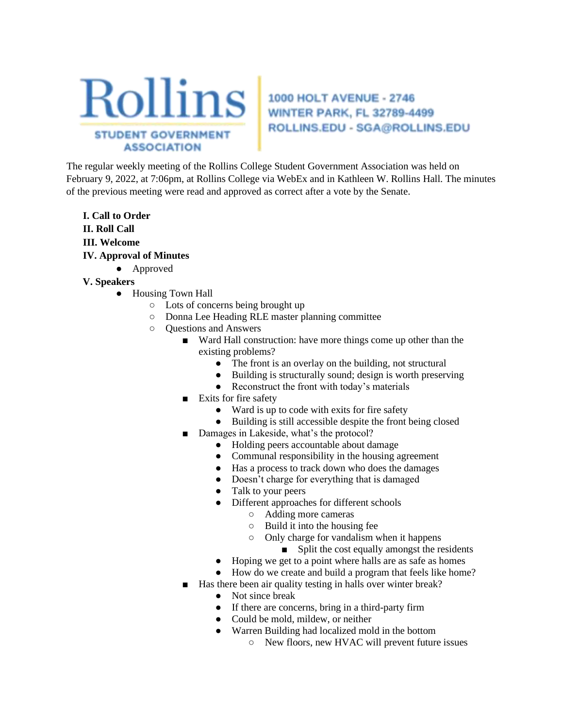Rollins Student Government Association

1000 HOLT AVENUE - 2746
WINTER PARK, FL 32789-4499
ROLLINS.EDU - SGA@ROLLINS.EDU

The regular weekly meeting of the Rollins College Student Government Association was held on February 9, 2022, at 7:06pm, at Rollins College via WebEx and in Kathleen W. Rollins Hall. The minutes of the previous meeting were read and approved as correct after a vote by the Senate.

**I. Call to Order**
**II. Roll Call**
**III. Welcome**
**IV. Approval of Minutes**

- Approved

**V. Speakers**

- Housing Town Hall
  - Lots of concerns being brought up
  - Donna Lee Heading RLE master planning committee
  - Questions and Answers
    - Ward Hall construction: have more things come up other than the existing problems?
      - The front is an overlay on the building, not structural
      - Building is structurally sound; design is worth preserving
      - Reconstruct the front with today's materials
    - Exits for fire safety
      - Ward is up to code with exits for fire safety
      - Building is still accessible despite the front being closed
    - Damages in Lakeside, what's the protocol?
      - Holding peers accountable about damage
      - Communal responsibility in the housing agreement
      - Has a process to track down who does the damages
      - Doesn't charge for everything that is damaged
      - Talk to your peers
      - Different approaches for different schools
        - Adding more cameras
        - Build it into the housing fee
        - Only charge for vandalism when it happens
          - Split the cost equally amongst the residents
      - Hoping we get to a point where halls are as safe as homes
      - How do we create and build a program that feels like home?
    - Has there been air quality testing in halls over winter break?
      - Not since break
      - If there are concerns, bring in a third-party firm
      - Could be mold, mildew, or neither
      - Warren Building had localized mold in the bottom
        - New floors, new HVAC will prevent future issues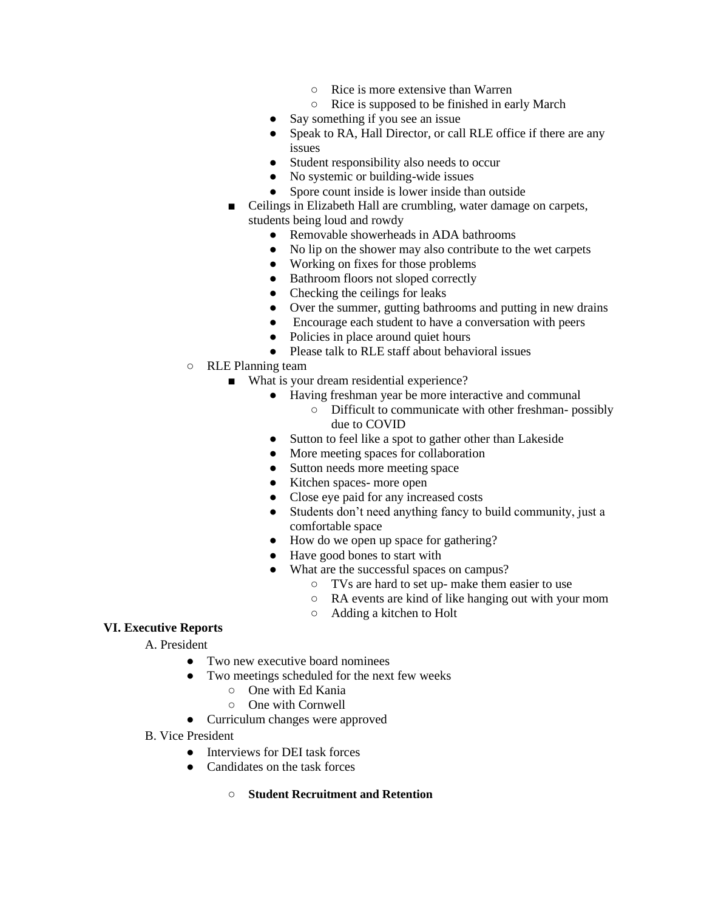- Rice is more extensive than Warren
        - Rice is supposed to be finished in early March
      - Say something if you see an issue
      - Speak to RA, Hall Director, or call RLE office if there are any issues
      - Student responsibility also needs to occur
      - No systemic or building-wide issues
      - Spore count inside is lower inside than outside
    - Ceilings in Elizabeth Hall are crumbling, water damage on carpets, students being loud and rowdy
      - Removable showerheads in ADA bathrooms
      - No lip on the shower may also contribute to the wet carpets
      - Working on fixes for those problems
      - Bathroom floors not sloped correctly
      - Checking the ceilings for leaks
      - Over the summer, gutting bathrooms and putting in new drains
      - Encourage each student to have a conversation with peers
      - Policies in place around quiet hours
      - Please talk to RLE staff about behavioral issues
  - RLE Planning team
    - What is your dream residential experience?
      - Having freshman year be more interactive and communal
        - Difficult to communicate with other freshman- possibly due to COVID
      - Sutton to feel like a spot to gather other than Lakeside
      - More meeting spaces for collaboration
      - Sutton needs more meeting space
      - Kitchen spaces- more open
      - Close eye paid for any increased costs
      - Students don't need anything fancy to build community, just a comfortable space
      - How do we open up space for gathering?
      - Have good bones to start with
      - What are the successful spaces on campus?
        - TVs are hard to set up- make them easier to use
        - RA events are kind of like hanging out with your mom
        - Adding a kitchen to Holt

**VI. Executive Reports**

A. President

- Two new executive board nominees
- Two meetings scheduled for the next few weeks
  - One with Ed Kania
  - One with Cornwell
- Curriculum changes were approved

B. Vice President

- Interviews for DEI task forces
- Candidates on the task forces
  - **Student Recruitment and Retention**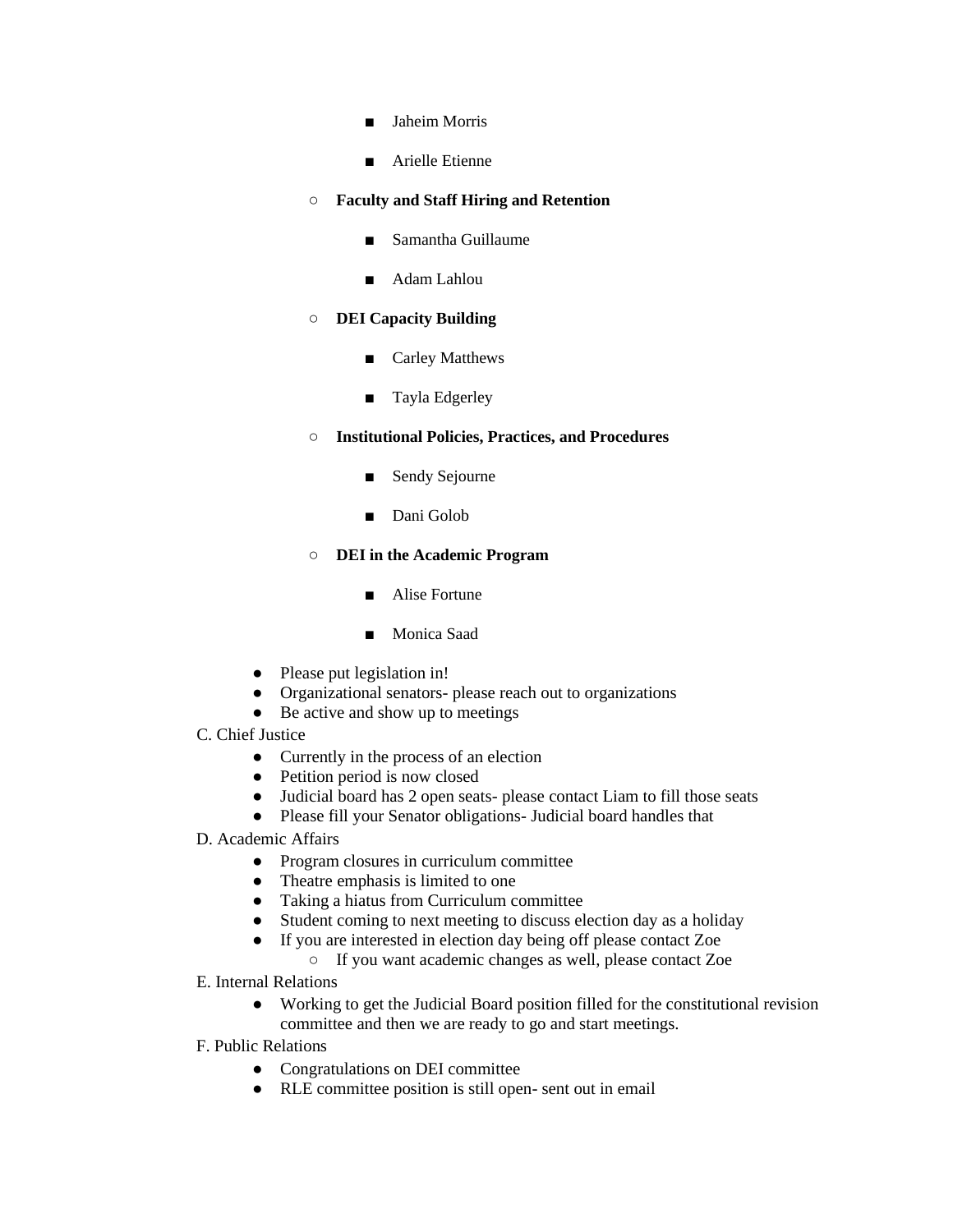- Jaheim Morris
        - Arielle Etienne
    - **Faculty and Staff Hiring and Retention**
        - Samantha Guillaume
        - Adam Lahlou
    - **DEI Capacity Building**
        - Carley Matthews
        - Tayla Edgerley
    - **Institutional Policies, Practices, and Procedures**
        - Sendy Sejourne
        - Dani Golob
    - **DEI in the Academic Program**
        - Alise Fortune
        - Monica Saad
- Please put legislation in!
- Organizational senators- please reach out to organizations
- Be active and show up to meetings

C. Chief Justice

- Currently in the process of an election
- Petition period is now closed
- Judicial board has 2 open seats- please contact Liam to fill those seats
- Please fill your Senator obligations- Judicial board handles that

D. Academic Affairs

- Program closures in curriculum committee
- Theatre emphasis is limited to one
- Taking a hiatus from Curriculum committee
- Student coming to next meeting to discuss election day as a holiday
- If you are interested in election day being off please contact Zoe
    - If you want academic changes as well, please contact Zoe

E. Internal Relations

- Working to get the Judicial Board position filled for the constitutional revision committee and then we are ready to go and start meetings.

F. Public Relations

- Congratulations on DEI committee
- RLE committee position is still open- sent out in email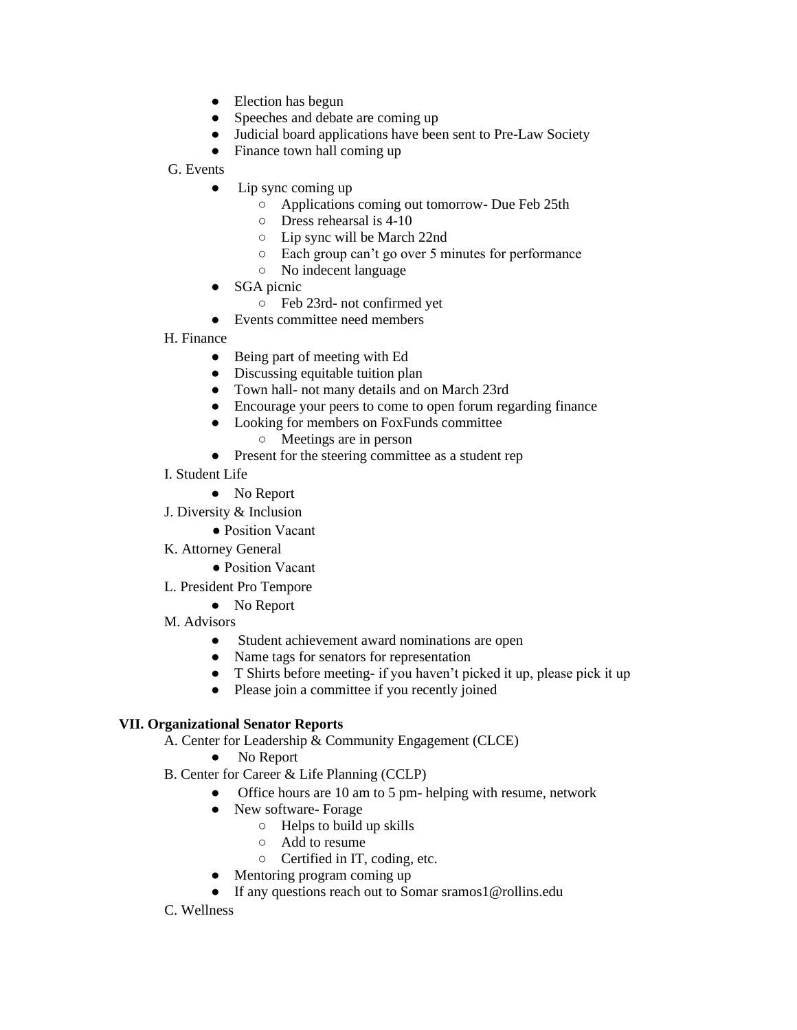- Election has begun
- Speeches and debate are coming up
- Judicial board applications have been sent to Pre-Law Society
- Finance town hall coming up

G. Events

- Lip sync coming up
    - Applications coming out tomorrow- Due Feb 25th
    - Dress rehearsal is 4-10
    - Lip sync will be March 22nd
    - Each group can't go over 5 minutes for performance
    - No indecent language
- SGA picnic
    - Feb 23rd- not confirmed yet
- Events committee need members

H. Finance

- Being part of meeting with Ed
- Discussing equitable tuition plan
- Town hall- not many details and on March 23rd
- Encourage your peers to come to open forum regarding finance
- Looking for members on FoxFunds committee
    - Meetings are in person
- Present for the steering committee as a student rep

I. Student Life

- No Report

J. Diversity & Inclusion

- Position Vacant

K. Attorney General

- Position Vacant

L. President Pro Tempore

- No Report

M. Advisors

- Student achievement award nominations are open
- Name tags for senators for representation
- T Shirts before meeting- if you haven't picked it up, please pick it up
- Please join a committee if you recently joined

**VII. Organizational Senator Reports**

A. Center for Leadership & Community Engagement (CLCE)

- No Report

B. Center for Career & Life Planning (CCLP)

- Office hours are 10 am to 5 pm- helping with resume, network
- New software- Forage
    - Helps to build up skills
    - Add to resume
    - Certified in IT, coding, etc.
- Mentoring program coming up
- If any questions reach out to Somar sramos1@rollins.edu

C. Wellness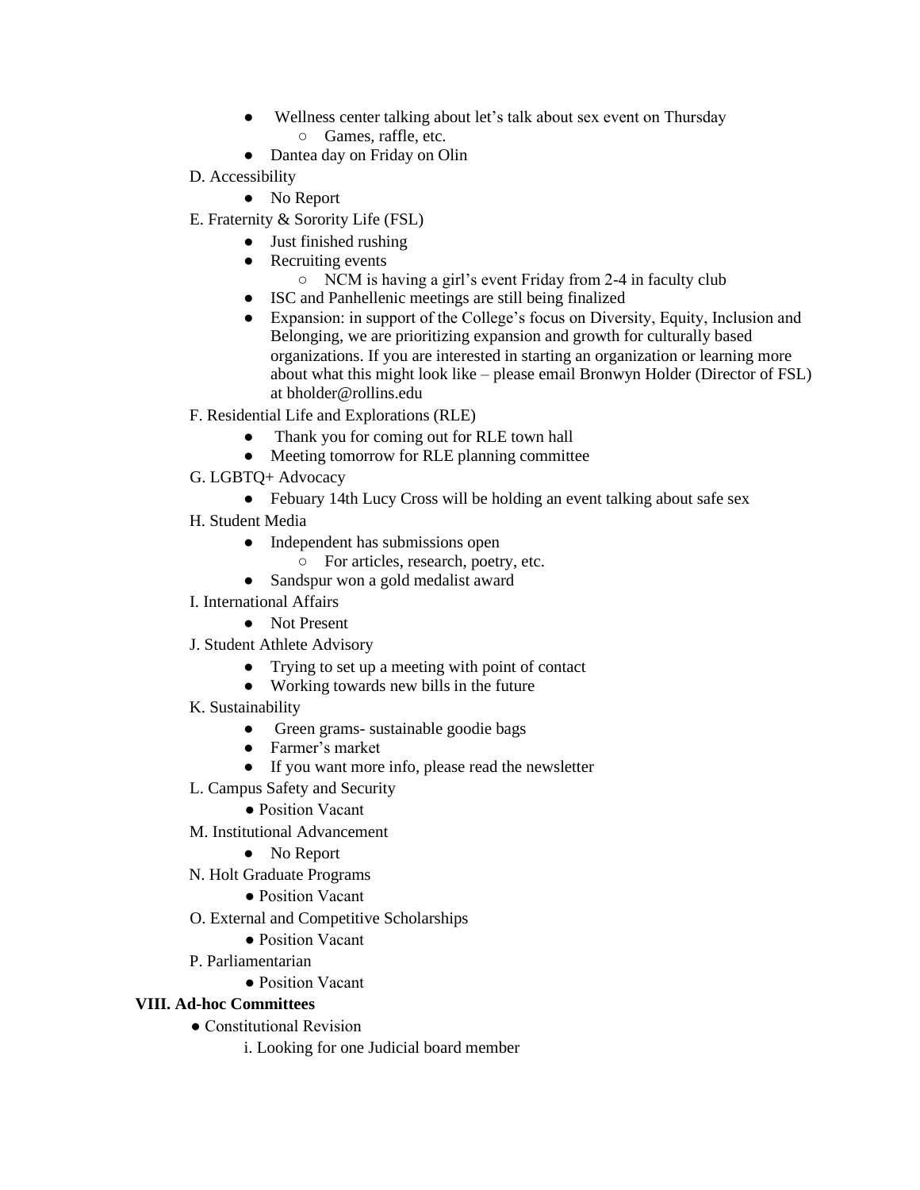- Wellness center talking about let's talk about sex event on Thursday
  - Games, raffle, etc.
- Dantea day on Friday on Olin

D. Accessibility

- No Report

E. Fraternity & Sorority Life (FSL)

- Just finished rushing
- Recruiting events
  - NCM is having a girl's event Friday from 2-4 in faculty club
- ISC and Panhellenic meetings are still being finalized
- Expansion: in support of the College's focus on Diversity, Equity, Inclusion and Belonging, we are prioritizing expansion and growth for culturally based organizations. If you are interested in starting an organization or learning more about what this might look like – please email Bronwyn Holder (Director of FSL) at bholder@rollins.edu

F. Residential Life and Explorations (RLE)

- Thank you for coming out for RLE town hall
- Meeting tomorrow for RLE planning committee

G. LGBTQ+ Advocacy

- Febuary 14th Lucy Cross will be holding an event talking about safe sex

H. Student Media

- Independent has submissions open
  - For articles, research, poetry, etc.
- Sandspur won a gold medalist award

I. International Affairs

- Not Present

J. Student Athlete Advisory

- Trying to set up a meeting with point of contact
- Working towards new bills in the future

K. Sustainability

- Green grams- sustainable goodie bags
- Farmer's market
- If you want more info, please read the newsletter

L. Campus Safety and Security

- Position Vacant

M. Institutional Advancement

- No Report

N. Holt Graduate Programs

- Position Vacant

O. External and Competitive Scholarships

- Position Vacant

P. Parliamentarian

- Position Vacant

**VIII. Ad-hoc Committees**

- Constitutional Revision
  - i. Looking for one Judicial board member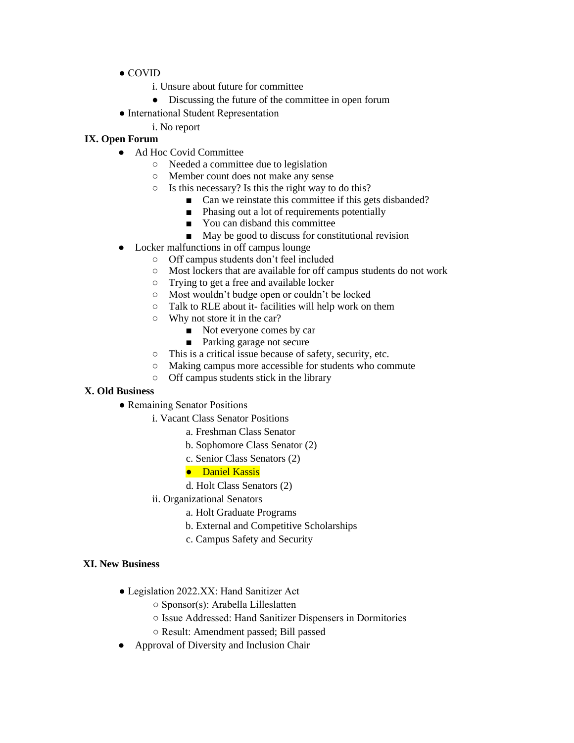- COVID
  - i. Unsure about future for committee
    - Discussing the future of the committee in open forum
- International Student Representation
  - i. No report

**IX. Open Forum**

- Ad Hoc Covid Committee
  - Needed a committee due to legislation
  - Member count does not make any sense
  - Is this necessary? Is this the right way to do this?
    - Can we reinstate this committee if this gets disbanded?
    - Phasing out a lot of requirements potentially
    - You can disband this committee
    - May be good to discuss for constitutional revision
- Locker malfunctions in off campus lounge
  - Off campus students don't feel included
  - Most lockers that are available for off campus students do not work
  - Trying to get a free and available locker
  - Most wouldn't budge open or couldn't be locked
  - Talk to RLE about it- facilities will help work on them
  - Why not store it in the car?
    - Not everyone comes by car
    - Parking garage not secure
  - This is a critical issue because of safety, security, etc.
  - Making campus more accessible for students who commute
  - Off campus students stick in the library

**X. Old Business**

- Remaining Senator Positions
  - i. Vacant Class Senator Positions
    - a. Freshman Class Senator
    - b. Sophomore Class Senator (2)
    - c. Senior Class Senators (2)
      - Daniel Kassis
    - d. Holt Class Senators (2)
  - ii. Organizational Senators
    - a. Holt Graduate Programs
    - b. External and Competitive Scholarships
    - c. Campus Safety and Security

**XI. New Business**

- Legislation 2022.XX: Hand Sanitizer Act
  - Sponsor(s): Arabella Lilleslatten
  - Issue Addressed: Hand Sanitizer Dispensers in Dormitories
  - Result: Amendment passed; Bill passed
- Approval of Diversity and Inclusion Chair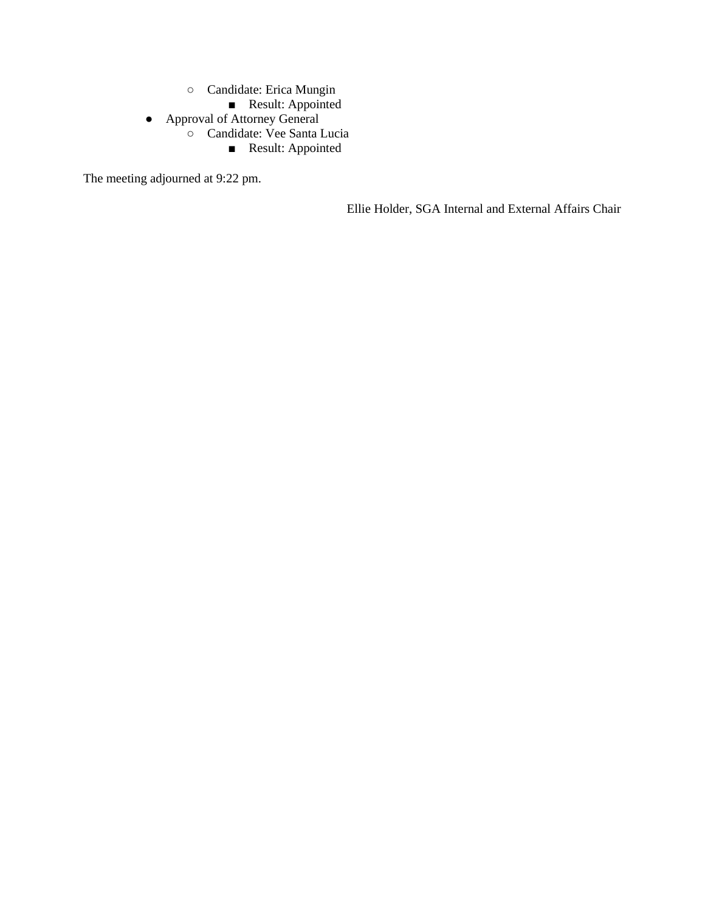- Candidate: Erica Mungin
        - Result: Appointed
- Approval of Attorney General
    - Candidate: Vee Santa Lucia
        - Result: Appointed

The meeting adjourned at 9:22 pm.

Ellie Holder, SGA Internal and External Affairs Chair